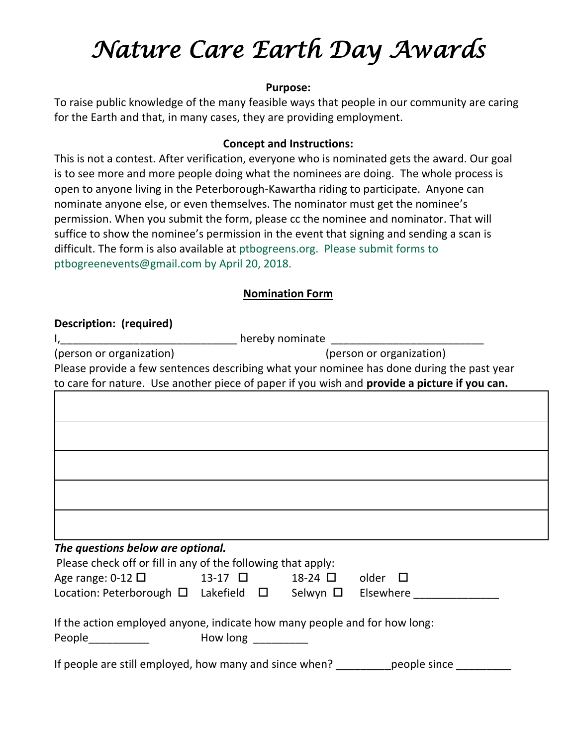# *Nature Care Earth Day Awards*

**Purpose:**

To raise public knowledge of the many feasible ways that people in our community are caring for the Earth and that, in many cases, they are providing employment.

**Concept and Instructions:**

This is not a contest. After verification, everyone who is nominated gets the award. Our goal is to see more and more people doing what the nominees are doing. The whole process is open to anyone living in the Peterborough-Kawartha riding to participate. Anyone can nominate anyone else, or even themselves. The nominator must get the nominee's permission. When you submit the form, please cc the nominee and nominator. That will suffice to show the nominee's permission in the event that signing and sending a scan is difficult. The form is also available at ptbogreens.org. Please submit forms to ptbogreenevents@gmail.com by April 20, 2018.

**Nomination Form**

**Description: (required)**

I,_____________________________ hereby nominate _________________________

(person or organization) (person or organization)

Please provide a few sentences describing what your nominee has done during the past year to care for nature. Use another piece of paper if you wish and **provide a picture if you can.**

| |
|---|
| |
| |
| |
| |
| |

***The questions below are optional.***

Please check off or fill in any of the following that apply:

Age range: 0-12 ☐ 13-17 ☐ 18-24 ☐ older ☐

Location: Peterborough ☐ Lakefield ☐ Selwyn ☐ Elsewhere ______________

If the action employed anyone, indicate how many people and for how long:

People__________ How long _________

If people are still employed, how many and since when? _________people since _________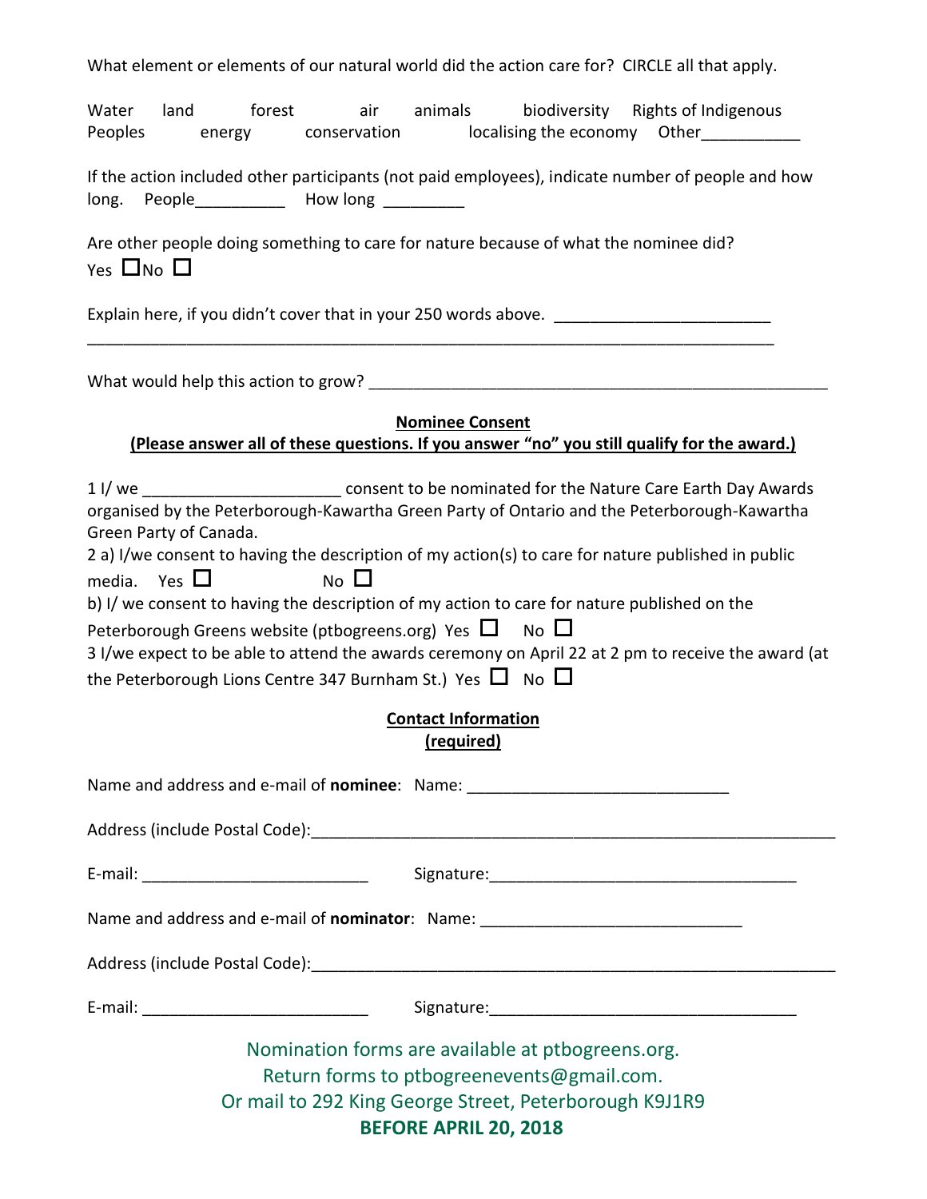What element or elements of our natural world did the action care for? CIRCLE all that apply.

Water land forest air animals biodiversity Rights of Indigenous Peoples energy conservation localising the economy Other___________

If the action included other participants (not paid employees), indicate number of people and how long. People__________ How long _________

Are other people doing something to care for nature because of what the nominee did?
Yes ☐ No ☐

Explain here, if you didn't cover that in your 250 words above. ________________________
_____________________________________________________________________________

What would help this action to grow? ____________________________________________________

## Nominee Consent

**(Please answer all of these questions. If you answer "no" you still qualify for the award.)**

1 I/ we _____________________ consent to be nominated for the Nature Care Earth Day Awards organised by the Peterborough-Kawartha Green Party of Ontario and the Peterborough-Kawartha Green Party of Canada.

2 a) I/we consent to having the description of my action(s) to care for nature published in public media. Yes ☐ No ☐

b) I/ we consent to having the description of my action to care for nature published on the Peterborough Greens website (ptbogreens.org) Yes ☐ No ☐

3 I/we expect to be able to attend the awards ceremony on April 22 at 2 pm to receive the award (at the Peterborough Lions Centre 347 Burnham St.) Yes ☐ No ☐

## Contact Information
**(required)**

Name and address and e-mail of **nominee**: Name: ____________________________

Address (include Postal Code):_______________________________________________________

E-mail: ________________________ Signature:_________________________________

Name and address and e-mail of **nominator**: Name: ____________________________

Address (include Postal Code):_______________________________________________________

E-mail: ________________________ Signature:_________________________________

Nomination forms are available at ptbogreens.org.
Return forms to ptbogreenevents@gmail.com.
Or mail to 292 King George Street, Peterborough K9J1R9
**BEFORE APRIL 20, 2018**